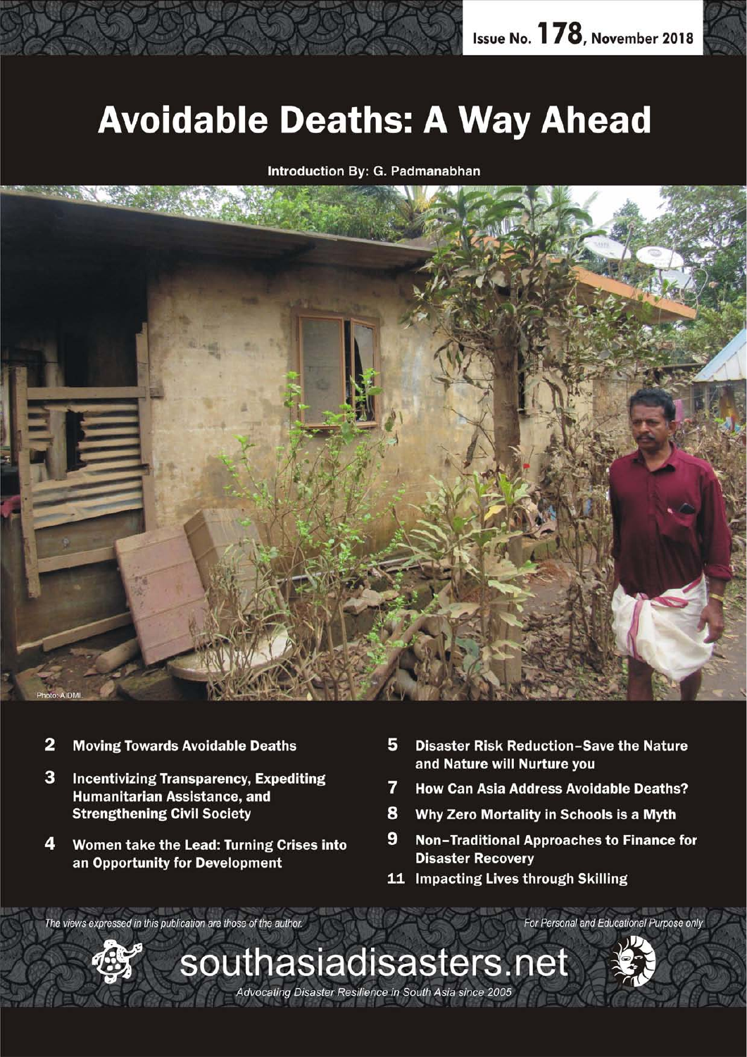Issue No. 178, November 2018

# Avoidable Deaths: A Way Ahead

**Introduction By: G. Padmanabhan**

Photo: AIDMI

- **2** **Moving Towards Avoidable Deaths**
- **3** **Incentivizing Transparency, Expediting Humanitarian Assistance, and Strengthening Civil Society**
- **4** **Women take the Lead: Turning Crises into an Opportunity for Development**
- **5** **Disaster Risk Reduction–Save the Nature and Nature will Nurture you**
- **7** **How Can Asia Address Avoidable Deaths?**
- **8** **Why Zero Mortality in Schools is a Myth**
- **9** **Non-Traditional Approaches to Finance for Disaster Recovery**
- **11** **Impacting Lives through Skilling**

*The views expressed in this publication are those of the author.*

*For Personal and Educational Purpose only*

southasiadisasters.net

*Advocating Disaster Resilience in South Asia since 2005*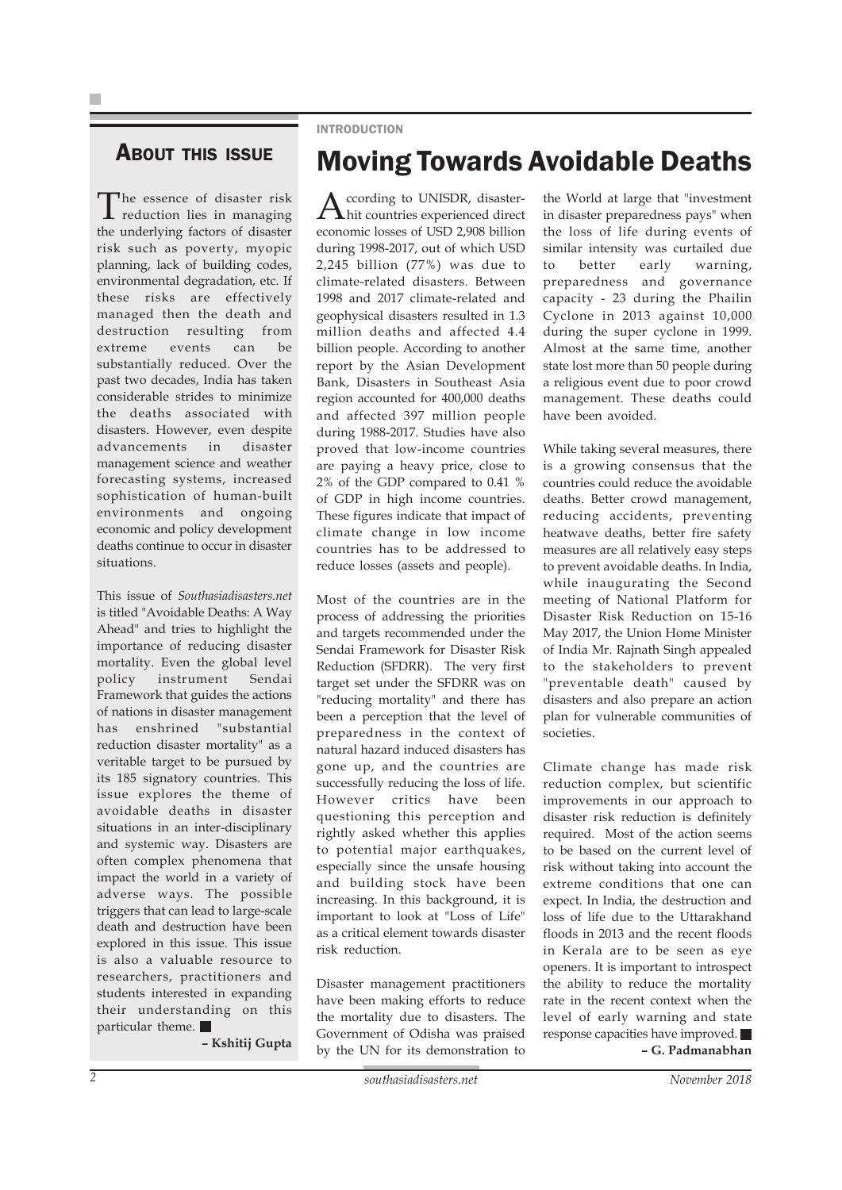## About this issue

The essence of disaster risk reduction lies in managing the underlying factors of disaster risk such as poverty, myopic planning, lack of building codes, environmental degradation, etc. If these risks are effectively managed then the death and destruction resulting from extreme events can be substantially reduced. Over the past two decades, India has taken considerable strides to minimize the deaths associated with disasters. However, even despite advancements in disaster management science and weather forecasting systems, increased sophistication of human-built environments and ongoing economic and policy development deaths continue to occur in disaster situations.

This issue of *Southasiadisasters.net* is titled "Avoidable Deaths: A Way Ahead" and tries to highlight the importance of reducing disaster mortality. Even the global level policy instrument Sendai Framework that guides the actions of nations in disaster management has enshrined "substantial reduction disaster mortality" as a veritable target to be pursued by its 185 signatory countries. This issue explores the theme of avoidable deaths in disaster situations in an inter-disciplinary and systemic way. Disasters are often complex phenomena that impact the world in a variety of adverse ways. The possible triggers that can lead to large-scale death and destruction have been explored in this issue. This issue is also a valuable resource to researchers, practitioners and students interested in expanding their understanding on this particular theme.

**– Kshitij Gupta**

INTRODUCTION

# Moving Towards Avoidable Deaths

According to UNISDR, disaster-hit countries experienced direct economic losses of USD 2,908 billion during 1998-2017, out of which USD 2,245 billion (77%) was due to climate-related disasters. Between 1998 and 2017 climate-related and geophysical disasters resulted in 1.3 million deaths and affected 4.4 billion people. According to another report by the Asian Development Bank, Disasters in Southeast Asia region accounted for 400,000 deaths and affected 397 million people during 1988-2017. Studies have also proved that low-income countries are paying a heavy price, close to 2% of the GDP compared to 0.41 % of GDP in high income countries. These figures indicate that impact of climate change in low income countries has to be addressed to reduce losses (assets and people).

Most of the countries are in the process of addressing the priorities and targets recommended under the Sendai Framework for Disaster Risk Reduction (SFDRR). The very first target set under the SFDRR was on "reducing mortality" and there has been a perception that the level of preparedness in the context of natural hazard induced disasters has gone up, and the countries are successfully reducing the loss of life. However critics have been questioning this perception and rightly asked whether this applies to potential major earthquakes, especially since the unsafe housing and building stock have been increasing. In this background, it is important to look at "Loss of Life" as a critical element towards disaster risk reduction.

Disaster management practitioners have been making efforts to reduce the mortality due to disasters. The Government of Odisha was praised by the UN for its demonstration to the World at large that "investment in disaster preparedness pays" when the loss of life during events of similar intensity was curtailed due to better early warning, preparedness and governance capacity - 23 during the Phailin Cyclone in 2013 against 10,000 during the super cyclone in 1999. Almost at the same time, another state lost more than 50 people during a religious event due to poor crowd management. These deaths could have been avoided.

While taking several measures, there is a growing consensus that the countries could reduce the avoidable deaths. Better crowd management, reducing accidents, preventing heatwave deaths, better fire safety measures are all relatively easy steps to prevent avoidable deaths. In India, while inaugurating the Second meeting of National Platform for Disaster Risk Reduction on 15-16 May 2017, the Union Home Minister of India Mr. Rajnath Singh appealed to the stakeholders to prevent "preventable death" caused by disasters and also prepare an action plan for vulnerable communities of societies.

Climate change has made risk reduction complex, but scientific improvements in our approach to disaster risk reduction is definitely required. Most of the action seems to be based on the current level of risk without taking into account the extreme conditions that one can expect. In India, the destruction and loss of life due to the Uttarakhand floods in 2013 and the recent floods in Kerala are to be seen as eye openers. It is important to introspect the ability to reduce the mortality rate in the recent context when the level of early warning and state response capacities have improved.

**– G. Padmanabhan**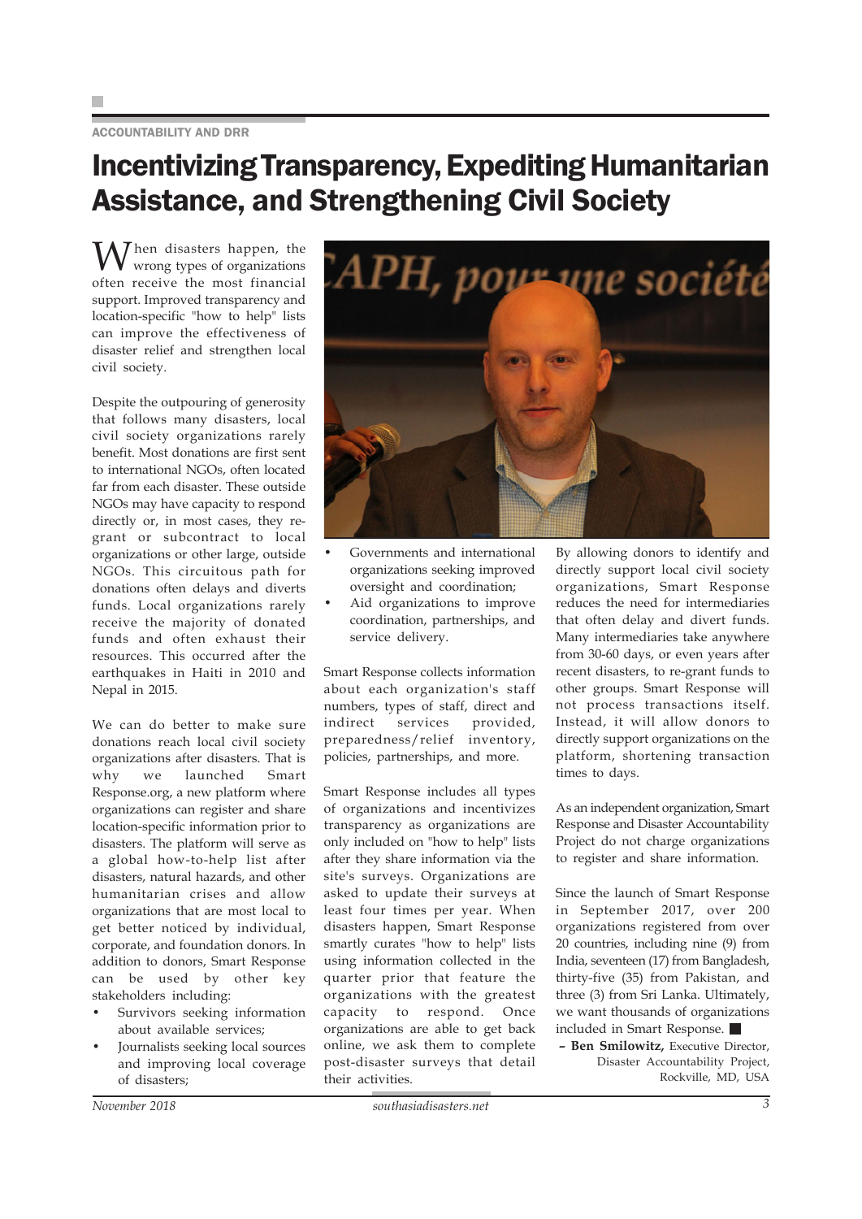ACCOUNTABILITY AND DRR

# Incentivizing Transparency, Expediting Humanitarian Assistance, and Strengthening Civil Society

When disasters happen, the wrong types of organizations often receive the most financial support. Improved transparency and location-specific "how to help" lists can improve the effectiveness of disaster relief and strengthen local civil society.

Despite the outpouring of generosity that follows many disasters, local civil society organizations rarely benefit. Most donations are first sent to international NGOs, often located far from each disaster. These outside NGOs may have capacity to respond directly or, in most cases, they re-grant or subcontract to local organizations or other large, outside NGOs. This circuitous path for donations often delays and diverts funds. Local organizations rarely receive the majority of donated funds and often exhaust their resources. This occurred after the earthquakes in Haiti in 2010 and Nepal in 2015.

We can do better to make sure donations reach local civil society organizations after disasters. That is why we launched Smart Response.org, a new platform where organizations can register and share location-specific information prior to disasters. The platform will serve as a global how-to-help list after disasters, natural hazards, and other humanitarian crises and allow organizations that are most local to get better noticed by individual, corporate, and foundation donors. In addition to donors, Smart Response can be used by other key stakeholders including:

- Survivors seeking information about available services;
- Journalists seeking local sources and improving local coverage of disasters;
- Governments and international organizations seeking improved oversight and coordination;
- Aid organizations to improve coordination, partnerships, and service delivery.

Smart Response collects information about each organization's staff numbers, types of staff, direct and indirect services provided, preparedness/relief inventory, policies, partnerships, and more.

Smart Response includes all types of organizations and incentivizes transparency as organizations are only included on "how to help" lists after they share information via the site's surveys. Organizations are asked to update their surveys at least four times per year. When disasters happen, Smart Response smartly curates "how to help" lists using information collected in the quarter prior that feature the organizations with the greatest capacity to respond. Once organizations are able to get back online, we ask them to complete post-disaster surveys that detail their activities.

By allowing donors to identify and directly support local civil society organizations, Smart Response reduces the need for intermediaries that often delay and divert funds. Many intermediaries take anywhere from 30-60 days, or even years after recent disasters, to re-grant funds to other groups. Smart Response will not process transactions itself. Instead, it will allow donors to directly support organizations on the platform, shortening transaction times to days.

As an independent organization, Smart Response and Disaster Accountability Project do not charge organizations to register and share information.

Since the launch of Smart Response in September 2017, over 200 organizations registered from over 20 countries, including nine (9) from India, seventeen (17) from Bangladesh, thirty-five (35) from Pakistan, and three (3) from Sri Lanka. Ultimately, we want thousands of organizations included in Smart Response. ■

– **Ben Smilowitz,** Executive Director, Disaster Accountability Project, Rockville, MD, USA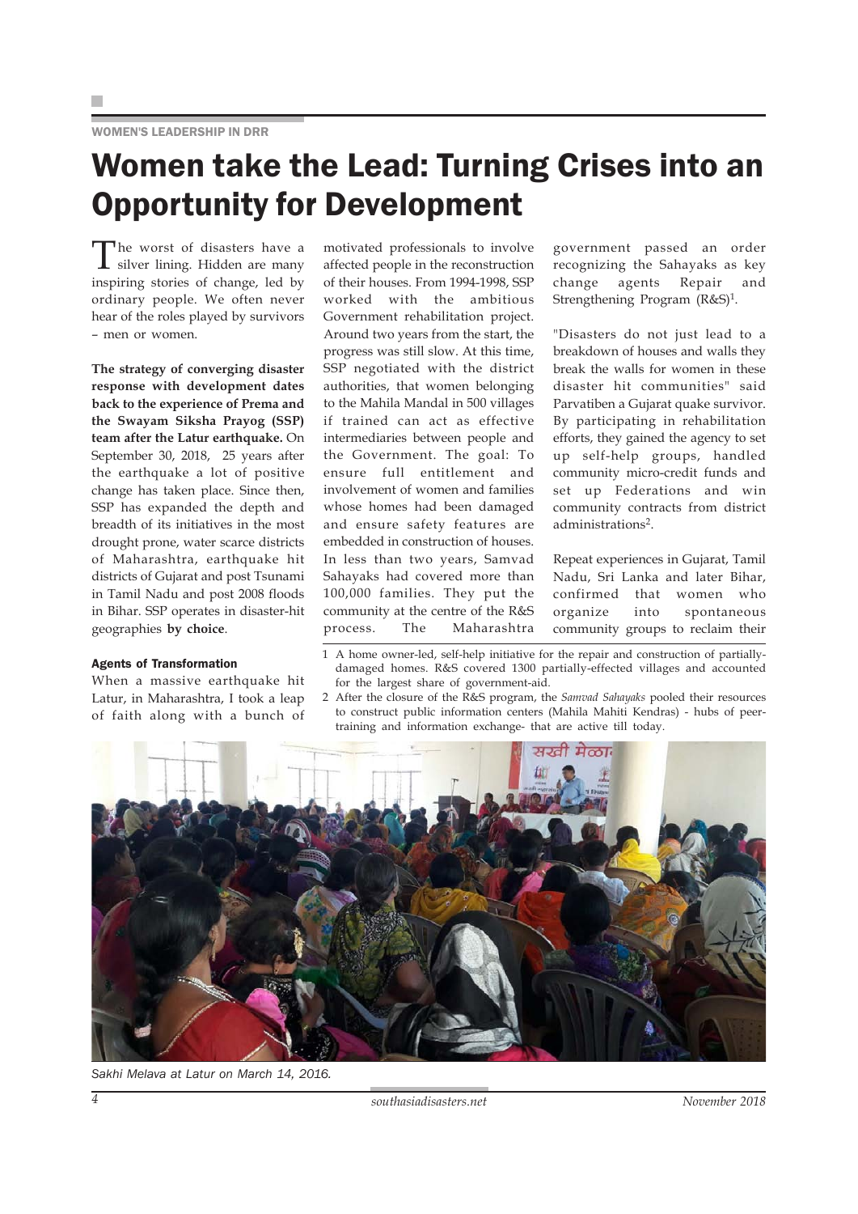WOMEN'S LEADERSHIP IN DRR

# Women take the Lead: Turning Crises into an Opportunity for Development

The worst of disasters have a silver lining. Hidden are many inspiring stories of change, led by ordinary people. We often never hear of the roles played by survivors – men or women.

**The strategy of converging disaster response with development dates back to the experience of Prema and the Swayam Siksha Prayog (SSP) team after the Latur earthquake.** On September 30, 2018, 25 years after the earthquake a lot of positive change has taken place. Since then, SSP has expanded the depth and breadth of its initiatives in the most drought prone, water scarce districts of Maharashtra, earthquake hit districts of Gujarat and post Tsunami in Tamil Nadu and post 2008 floods in Bihar. SSP operates in disaster-hit geographies **by choice**.

### Agents of Transformation

When a massive earthquake hit Latur, in Maharashtra, I took a leap of faith along with a bunch of motivated professionals to involve affected people in the reconstruction of their houses. From 1994-1998, SSP worked with the ambitious Government rehabilitation project. Around two years from the start, the progress was still slow. At this time, SSP negotiated with the district authorities, that women belonging to the Mahila Mandal in 500 villages if trained can act as effective intermediaries between people and the Government. The goal: To ensure full entitlement and involvement of women and families whose homes had been damaged and ensure safety features are embedded in construction of houses. In less than two years, Samvad Sahayaks had covered more than 100,000 families. They put the community at the centre of the R&S process. The Maharashtra government passed an order recognizing the Sahayaks as key change agents Repair and Strengthening Program (R&S)[1].

"Disasters do not just lead to a breakdown of houses and walls they break the walls for women in these disaster hit communities" said Parvatiben a Gujarat quake survivor. By participating in rehabilitation efforts, they gained the agency to set up self-help groups, handled community micro-credit funds and set up Federations and win community contracts from district administrations[2].

Repeat experiences in Gujarat, Tamil Nadu, Sri Lanka and later Bihar, confirmed that women who organize into spontaneous community groups to reclaim their

1 A home owner-led, self-help initiative for the repair and construction of partially-damaged homes. R&S covered 1300 partially-effected villages and accounted for the largest share of government-aid.

2 After the closure of the R&S program, the *Samvad Sahayaks* pooled their resources to construct public information centers (Mahila Mahiti Kendras) - hubs of peer-training and information exchange- that are active till today.

*Sakhi Melava at Latur on March 14, 2016.*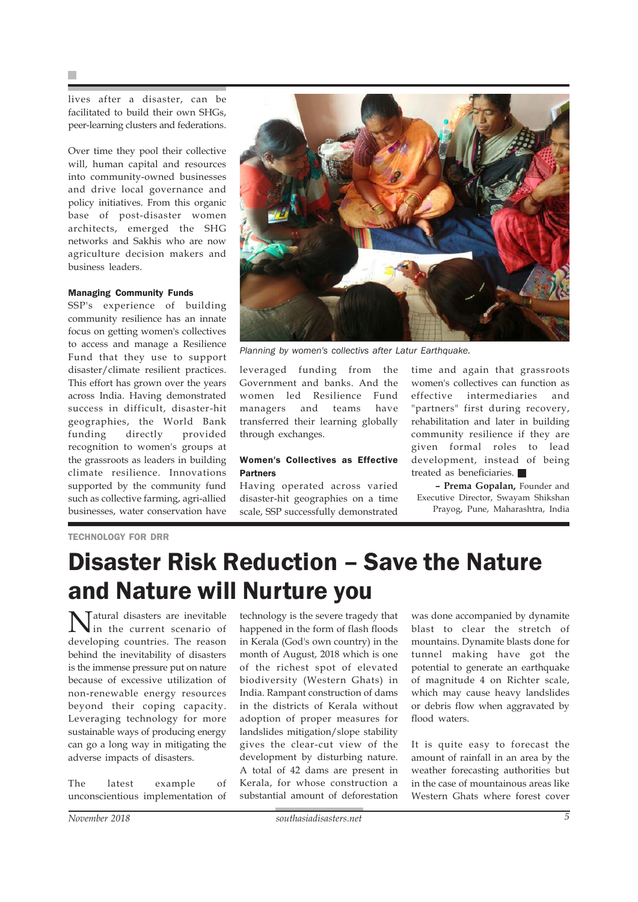lives after a disaster, can be facilitated to build their own SHGs, peer-learning clusters and federations.

Over time they pool their collective will, human capital and resources into community-owned businesses and drive local governance and policy initiatives. From this organic base of post-disaster women architects, emerged the SHG networks and Sakhis who are now agriculture decision makers and business leaders.

#### Managing Community Funds

SSP's experience of building community resilience has an innate focus on getting women's collectives to access and manage a Resilience Fund that they use to support disaster/climate resilient practices. This effort has grown over the years across India. Having demonstrated success in difficult, disaster-hit geographies, the World Bank funding directly provided recognition to women's groups at the grassroots as leaders in building climate resilience. Innovations supported by the community fund such as collective farming, agri-allied businesses, water conservation have leveraged funding from the Government and banks. And the women led Resilience Fund managers and teams have transferred their learning globally through exchanges.

*Planning by women's collectivs after Latur Earthquake.*

#### Women's Collectives as Effective Partners

Having operated across varied disaster-hit geographies on a time scale, SSP successfully demonstrated time and again that grassroots women's collectives can function as effective intermediaries and "partners" first during recovery, rehabilitation and later in building community resilience if they are given formal roles to lead development, instead of being treated as beneficiaries. ■

**– Prema Gopalan,** Founder and Executive Director, Swayam Shikshan Prayog, Pune, Maharashtra, India

TECHNOLOGY FOR DRR

# Disaster Risk Reduction – Save the Nature and Nature will Nurture you

Natural disasters are inevitable in the current scenario of developing countries. The reason behind the inevitability of disasters is the immense pressure put on nature because of excessive utilization of non-renewable energy resources beyond their coping capacity. Leveraging technology for more sustainable ways of producing energy can go a long way in mitigating the adverse impacts of disasters.

The latest example of unconscientious implementation of technology is the severe tragedy that happened in the form of flash floods in Kerala (God's own country) in the month of August, 2018 which is one of the richest spot of elevated biodiversity (Western Ghats) in India. Rampant construction of dams in the districts of Kerala without adoption of proper measures for landslides mitigation/slope stability gives the clear-cut view of the development by disturbing nature. A total of 42 dams are present in Kerala, for whose construction a substantial amount of deforestation was done accompanied by dynamite blast to clear the stretch of mountains. Dynamite blasts done for tunnel making have got the potential to generate an earthquake of magnitude 4 on Richter scale, which may cause heavy landslides or debris flow when aggravated by flood waters.

It is quite easy to forecast the amount of rainfall in an area by the weather forecasting authorities but in the case of mountainous areas like Western Ghats where forest cover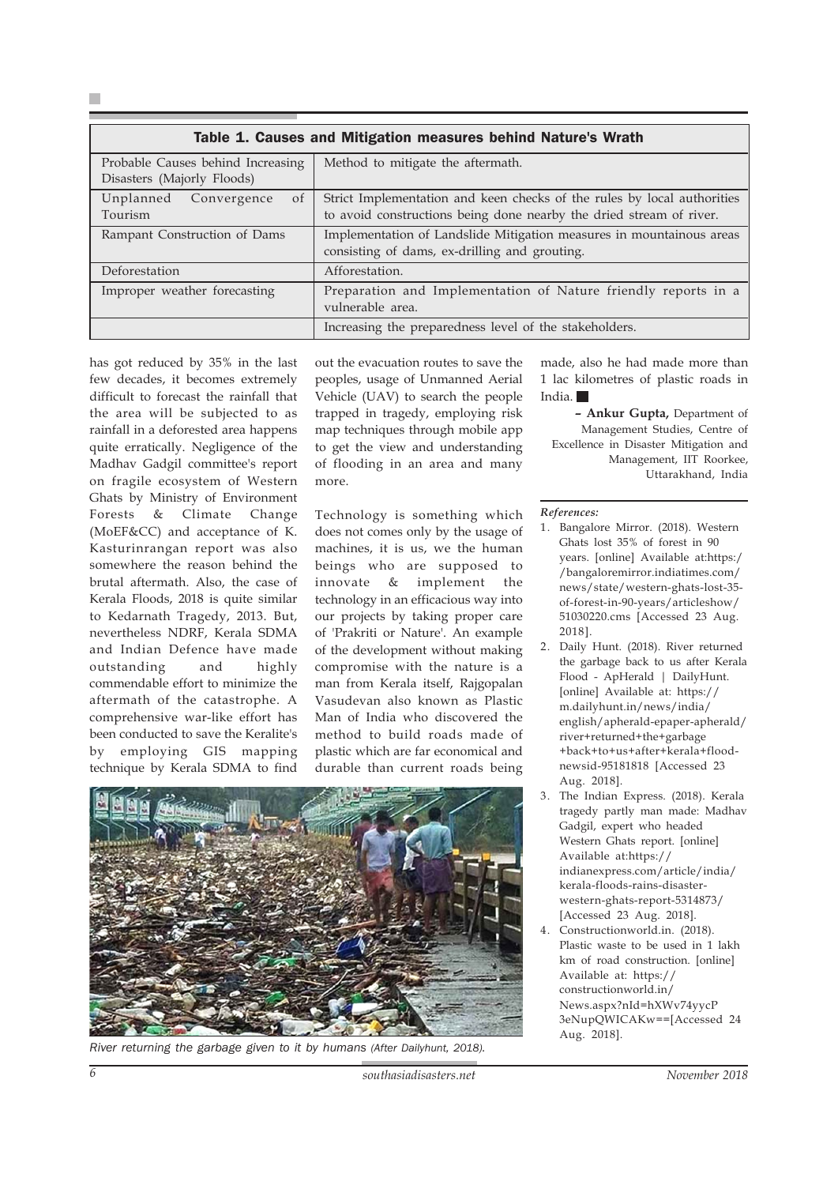**Table 1. Causes and Mitigation measures behind Nature's Wrath**

| Probable Causes behind Increasing Disasters (Majorly Floods) | Method to mitigate the aftermath. |
|---|---|
| Unplanned Convergence of Tourism | Strict Implementation and keen checks of the rules by local authorities to avoid constructions being done nearby the dried stream of river. |
| Rampant Construction of Dams | Implementation of Landslide Mitigation measures in mountainous areas consisting of dams, ex-drilling and grouting. |
| Deforestation | Afforestation. |
| Improper weather forecasting | Preparation and Implementation of Nature friendly reports in a vulnerable area. |
| | Increasing the preparedness level of the stakeholders. |

has got reduced by 35% in the last few decades, it becomes extremely difficult to forecast the rainfall that the area will be subjected to as rainfall in a deforested area happens quite erratically. Negligence of the Madhav Gadgil committee's report on fragile ecosystem of Western Ghats by Ministry of Environment Forests & Climate Change (MoEF&CC) and acceptance of K. Kasturinrangan report was also somewhere the reason behind the brutal aftermath. Also, the case of Kerala Floods, 2018 is quite similar to Kedarnath Tragedy, 2013. But, nevertheless NDRF, Kerala SDMA and Indian Defence have made outstanding and highly commendable effort to minimize the aftermath of the catastrophe. A comprehensive war-like effort has been conducted to save the Keralite's by employing GIS mapping technique by Kerala SDMA to find out the evacuation routes to save the peoples, usage of Unmanned Aerial Vehicle (UAV) to search the people trapped in tragedy, employing risk map techniques through mobile app to get the view and understanding of flooding in an area and many more.

Technology is something which does not comes only by the usage of machines, it is us, we the human beings who are supposed to innovate & implement the technology in an efficacious way into our projects by taking proper care of 'Prakriti or Nature'. An example of the development without making compromise with the nature is a man from Kerala itself, Rajgopalan Vasudevan also known as Plastic Man of India who discovered the method to build roads made of plastic which are far economical and durable than current roads being made, also he had made more than 1 lac kilometres of plastic roads in India.

– **Ankur Gupta,** Department of Management Studies, Centre of Excellence in Disaster Mitigation and Management, IIT Roorkee, Uttarakhand, India

*River returning the garbage given to it by humans (After Dailyhunt, 2018).*

***References:***

1. Bangalore Mirror. (2018). Western Ghats lost 35% of forest in 90 years. [online] Available at:https://bangaloremirror.indiatimes.com/news/state/western-ghats-lost-35-of-forest-in-90-years/articleshow/51030220.cms [Accessed 23 Aug. 2018].
2. Daily Hunt. (2018). River returned the garbage back to us after Kerala Flood - ApHerald | DailyHunt. [online] Available at: https://m.dailyhunt.in/news/india/english/apherald-epaper-apherald/river+returned+the+garbage+back+to+us+after+kerala+flood-newsid-95181818 [Accessed 23 Aug. 2018].
3. The Indian Express. (2018). Kerala tragedy partly man made: Madhav Gadgil, expert who headed Western Ghats report. [online] Available at:https://indianexpress.com/article/india/kerala-floods-rains-disaster-western-ghats-report-5314873/ [Accessed 23 Aug. 2018].
4. Constructionworld.in. (2018). Plastic waste to be used in 1 lakh km of road construction. [online] Available at: https://constructionworld.in/News.aspx?nId=hXWv74yycP3eNupQWICAKw==[Accessed 24 Aug. 2018].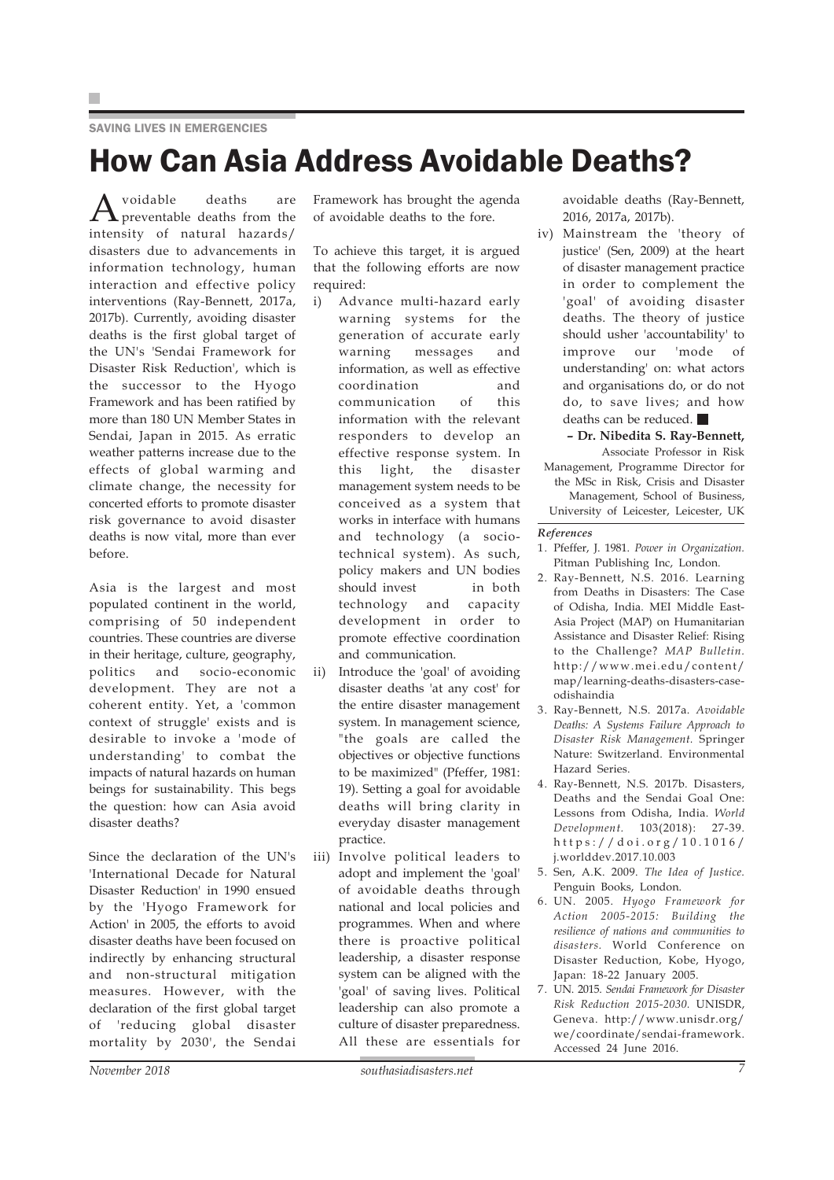SAVING LIVES IN EMERGENCIES

# How Can Asia Address Avoidable Deaths?

Avoidable deaths are preventable deaths from the intensity of natural hazards/ disasters due to advancements in information technology, human interaction and effective policy interventions (Ray-Bennett, 2017a, 2017b). Currently, avoiding disaster deaths is the first global target of the UN's 'Sendai Framework for Disaster Risk Reduction', which is the successor to the Hyogo Framework and has been ratified by more than 180 UN Member States in Sendai, Japan in 2015. As erratic weather patterns increase due to the effects of global warming and climate change, the necessity for concerted efforts to promote disaster risk governance to avoid disaster deaths is now vital, more than ever before.

Asia is the largest and most populated continent in the world, comprising of 50 independent countries. These countries are diverse in their heritage, culture, geography, politics and socio-economic development. They are not a coherent entity. Yet, a 'common context of struggle' exists and is desirable to invoke a 'mode of understanding' to combat the impacts of natural hazards on human beings for sustainability. This begs the question: how can Asia avoid disaster deaths?

Since the declaration of the UN's 'International Decade for Natural Disaster Reduction' in 1990 ensued by the 'Hyogo Framework for Action' in 2005, the efforts to avoid disaster deaths have been focused on indirectly by enhancing structural and non-structural mitigation measures. However, with the declaration of the first global target of 'reducing global disaster mortality by 2030', the Sendai Framework has brought the agenda of avoidable deaths to the fore.

To achieve this target, it is argued that the following efforts are now required:

i) Advance multi-hazard early warning systems for the generation of accurate early warning messages and information, as well as effective coordination and communication of this information with the relevant responders to develop an effective response system. In this light, the disaster management system needs to be conceived as a system that works in interface with humans and technology (a socio-technical system). As such, policy makers and UN bodies should invest in both technology and capacity development in order to promote effective coordination and communication.

ii) Introduce the 'goal' of avoiding disaster deaths 'at any cost' for the entire disaster management system. In management science, "the goals are called the objectives or objective functions to be maximized" (Pfeffer, 1981: 19). Setting a goal for avoidable deaths will bring clarity in everyday disaster management practice.

iii) Involve political leaders to adopt and implement the 'goal' of avoidable deaths through national and local policies and programmes. When and where there is proactive political leadership, a disaster response system can be aligned with the 'goal' of saving lives. Political leadership can also promote a culture of disaster preparedness. All these are essentials for avoidable deaths (Ray-Bennett, 2016, 2017a, 2017b).

iv) Mainstream the 'theory of justice' (Sen, 2009) at the heart of disaster management practice in order to complement the 'goal' of avoiding disaster deaths. The theory of justice should usher 'accountability' to improve our 'mode of understanding' on: what actors and organisations do, or do not do, to save lives; and how deaths can be reduced. ■

**– Dr. Nibedita S. Ray-Bennett,**
Associate Professor in Risk Management, Programme Director for the MSc in Risk, Crisis and Disaster Management, School of Business, University of Leicester, Leicester, UK

***References***

1. Pfeffer, J. 1981. *Power in Organization.* Pitman Publishing Inc, London.
2. Ray-Bennett, N.S. 2016. Learning from Deaths in Disasters: The Case of Odisha, India. MEI Middle East-Asia Project (MAP) on Humanitarian Assistance and Disaster Relief: Rising to the Challenge? *MAP Bulletin.* http://www.mei.edu/content/map/learning-deaths-disasters-case-odishaindia
3. Ray-Bennett, N.S. 2017a. *Avoidable Deaths: A Systems Failure Approach to Disaster Risk Management.* Springer Nature: Switzerland. Environmental Hazard Series.
4. Ray-Bennett, N.S. 2017b. Disasters, Deaths and the Sendai Goal One: Lessons from Odisha, India. *World Development.* 103(2018): 27-39. https://doi.org/10.1016/j.worlddev.2017.10.003
5. Sen, A.K. 2009. *The Idea of Justice.* Penguin Books, London.
6. UN. 2005. *Hyogo Framework for Action 2005-2015: Building the resilience of nations and communities to disasters.* World Conference on Disaster Reduction, Kobe, Hyogo, Japan: 18-22 January 2005.
7. UN. 2015. *Sendai Framework for Disaster Risk Reduction 2015-2030.* UNISDR, Geneva. http://www.unisdr.org/we/coordinate/sendai-framework. Accessed 24 June 2016.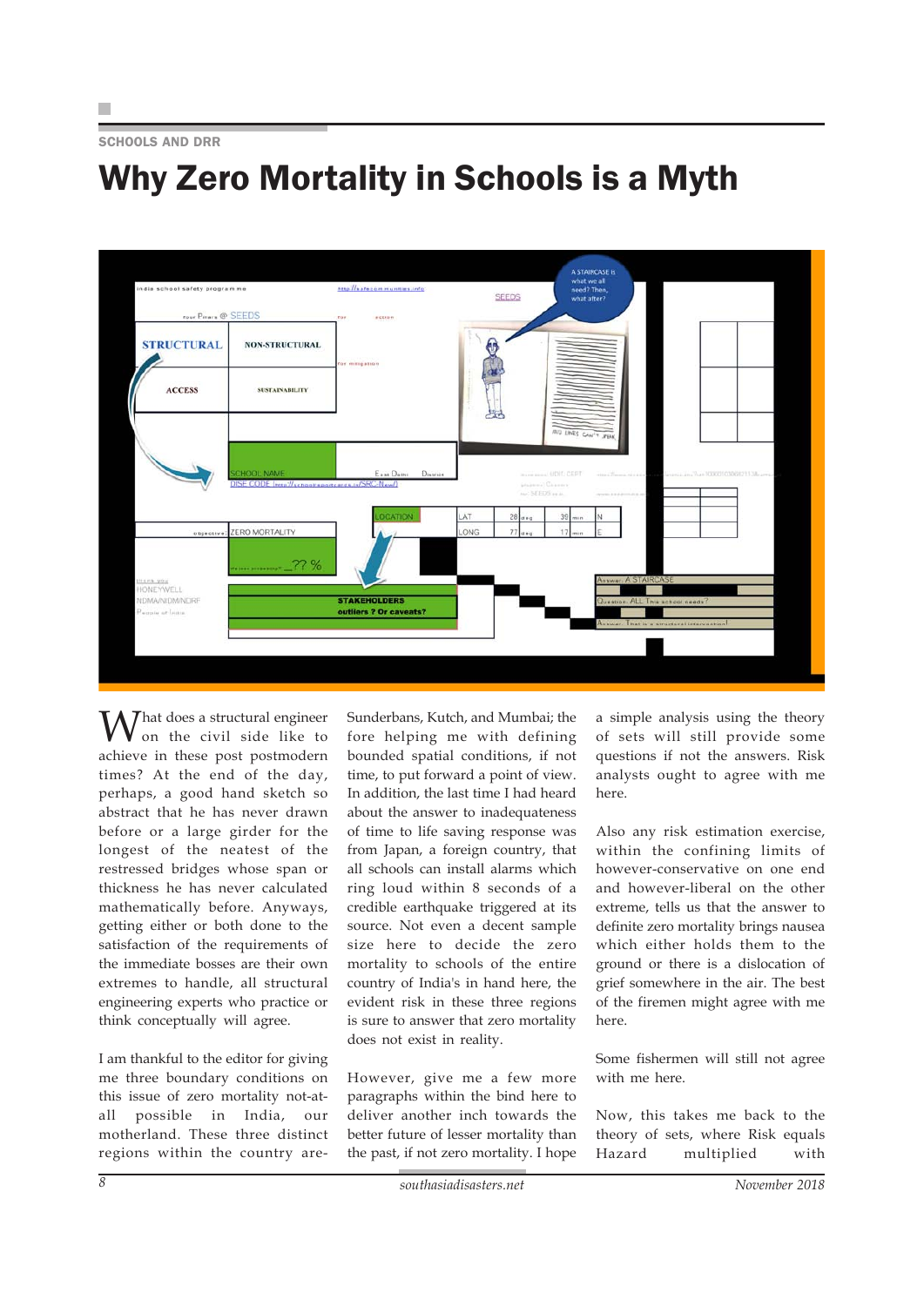SCHOOLS AND DRR

# Why Zero Mortality in Schools is a Myth

What does a structural engineer on the civil side like to achieve in these post postmodern times? At the end of the day, perhaps, a good hand sketch so abstract that he has never drawn before or a large girder for the longest of the neatest of the restressed bridges whose span or thickness he has never calculated mathematically before. Anyways, getting either or both done to the satisfaction of the requirements of the immediate bosses are their own extremes to handle, all structural engineering experts who practice or think conceptually will agree.

I am thankful to the editor for giving me three boundary conditions on this issue of zero mortality not-at-all possible in India, our motherland. These three distinct regions within the country are- Sunderbans, Kutch, and Mumbai; the fore helping me with defining bounded spatial conditions, if not time, to put forward a point of view. In addition, the last time I had heard about the answer to inadequateness of time to life saving response was from Japan, a foreign country, that all schools can install alarms which ring loud within 8 seconds of a credible earthquake triggered at its source. Not even a decent sample size here to decide the zero mortality to schools of the entire country of India's in hand here, the evident risk in these three regions is sure to answer that zero mortality does not exist in reality.

However, give me a few more paragraphs within the bind here to deliver another inch towards the better future of lesser mortality than the past, if not zero mortality. I hope a simple analysis using the theory of sets will still provide some questions if not the answers. Risk analysts ought to agree with me here.

Also any risk estimation exercise, within the confining limits of however-conservative on one end and however-liberal on the other extreme, tells us that the answer to definite zero mortality brings nausea which either holds them to the ground or there is a dislocation of grief somewhere in the air. The best of the firemen might agree with me here.

Some fishermen will still not agree with me here.

Now, this takes me back to the theory of sets, where Risk equals Hazard multiplied with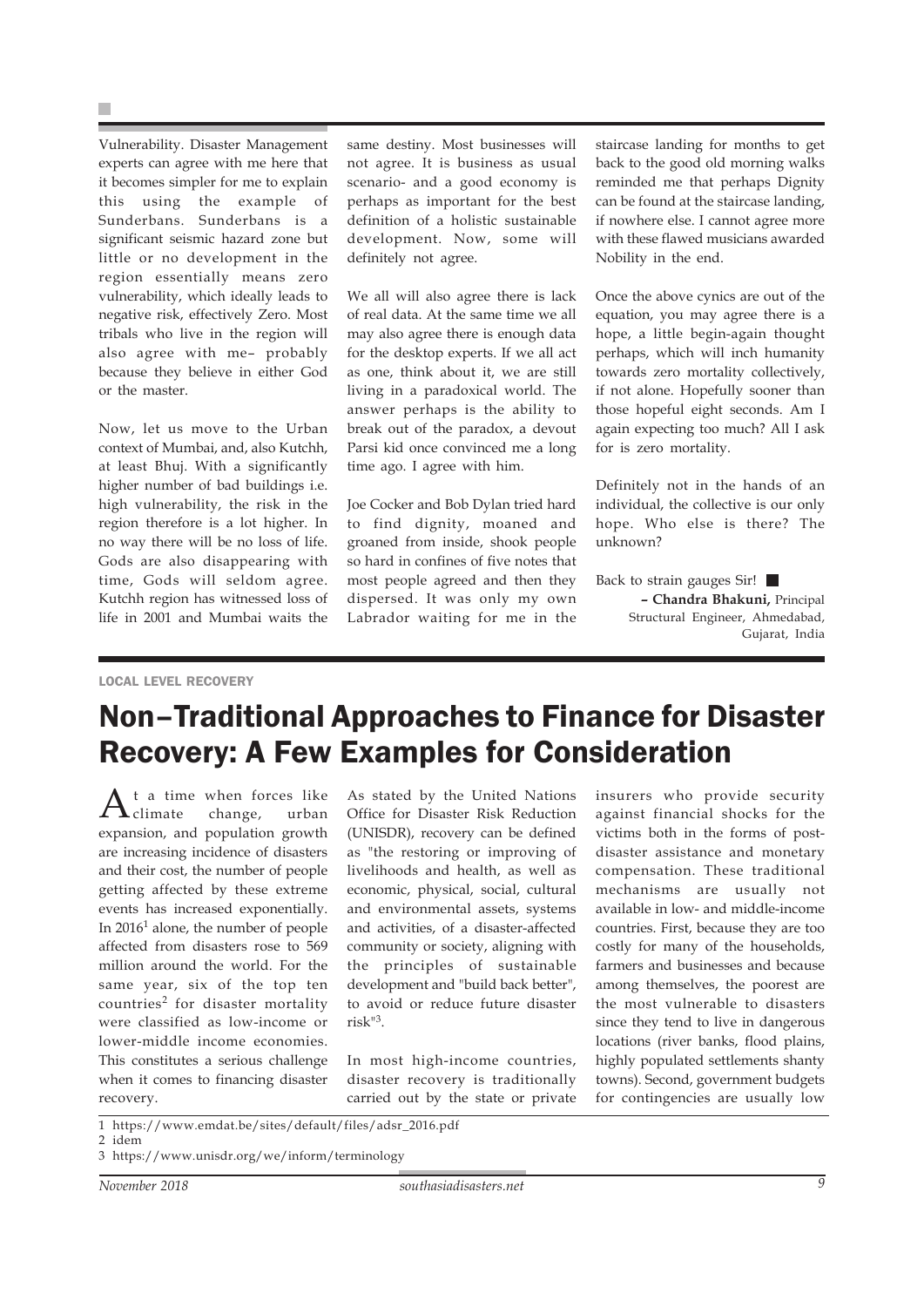Vulnerability. Disaster Management experts can agree with me here that it becomes simpler for me to explain this using the example of Sunderbans. Sunderbans is a significant seismic hazard zone but little or no development in the region essentially means zero vulnerability, which ideally leads to negative risk, effectively Zero. Most tribals who live in the region will also agree with me– probably because they believe in either God or the master.

Now, let us move to the Urban context of Mumbai, and, also Kutchh, at least Bhuj. With a significantly higher number of bad buildings i.e. high vulnerability, the risk in the region therefore is a lot higher. In no way there will be no loss of life. Gods are also disappearing with time, Gods will seldom agree. Kutchh region has witnessed loss of life in 2001 and Mumbai waits the same destiny. Most businesses will not agree. It is business as usual scenario- and a good economy is perhaps as important for the best definition of a holistic sustainable development. Now, some will definitely not agree.

We all will also agree there is lack of real data. At the same time we all may also agree there is enough data for the desktop experts. If we all act as one, think about it, we are still living in a paradoxical world. The answer perhaps is the ability to break out of the paradox, a devout Parsi kid once convinced me a long time ago. I agree with him.

Joe Cocker and Bob Dylan tried hard to find dignity, moaned and groaned from inside, shook people so hard in confines of five notes that most people agreed and then they dispersed. It was only my own Labrador waiting for me in the staircase landing for months to get back to the good old morning walks reminded me that perhaps Dignity can be found at the staircase landing, if nowhere else. I cannot agree more with these flawed musicians awarded Nobility in the end.

Once the above cynics are out of the equation, you may agree there is a hope, a little begin-again thought perhaps, which will inch humanity towards zero mortality collectively, if not alone. Hopefully sooner than those hopeful eight seconds. Am I again expecting too much? All I ask for is zero mortality.

Definitely not in the hands of an individual, the collective is our only hope. Who else is there? The unknown?

Back to strain gauges Sir! ■

**– Chandra Bhakuni,** Principal Structural Engineer, Ahmedabad, Gujarat, India

LOCAL LEVEL RECOVERY

# Non–Traditional Approaches to Finance for Disaster Recovery: A Few Examples for Consideration

At a time when forces like climate change, urban expansion, and population growth are increasing incidence of disasters and their cost, the number of people getting affected by these extreme events has increased exponentially. In 2016[1] alone, the number of people affected from disasters rose to 569 million around the world. For the same year, six of the top ten countries[2] for disaster mortality were classified as low-income or lower-middle income economies. This constitutes a serious challenge when it comes to financing disaster recovery.

As stated by the United Nations Office for Disaster Risk Reduction (UNISDR), recovery can be defined as "the restoring or improving of livelihoods and health, as well as economic, physical, social, cultural and environmental assets, systems and activities, of a disaster-affected community or society, aligning with the principles of sustainable development and "build back better", to avoid or reduce future disaster risk"[3].

In most high-income countries, disaster recovery is traditionally carried out by the state or private insurers who provide security against financial shocks for the victims both in the forms of post-disaster assistance and monetary compensation. These traditional mechanisms are usually not available in low- and middle-income countries. First, because they are too costly for many of the households, farmers and businesses and because among themselves, the poorest are the most vulnerable to disasters since they tend to live in dangerous locations (river banks, flood plains, highly populated settlements shanty towns). Second, government budgets for contingencies are usually low

1 https://www.emdat.be/sites/default/files/adsr_2016.pdf
2 idem
3 https://www.unisdr.org/we/inform/terminology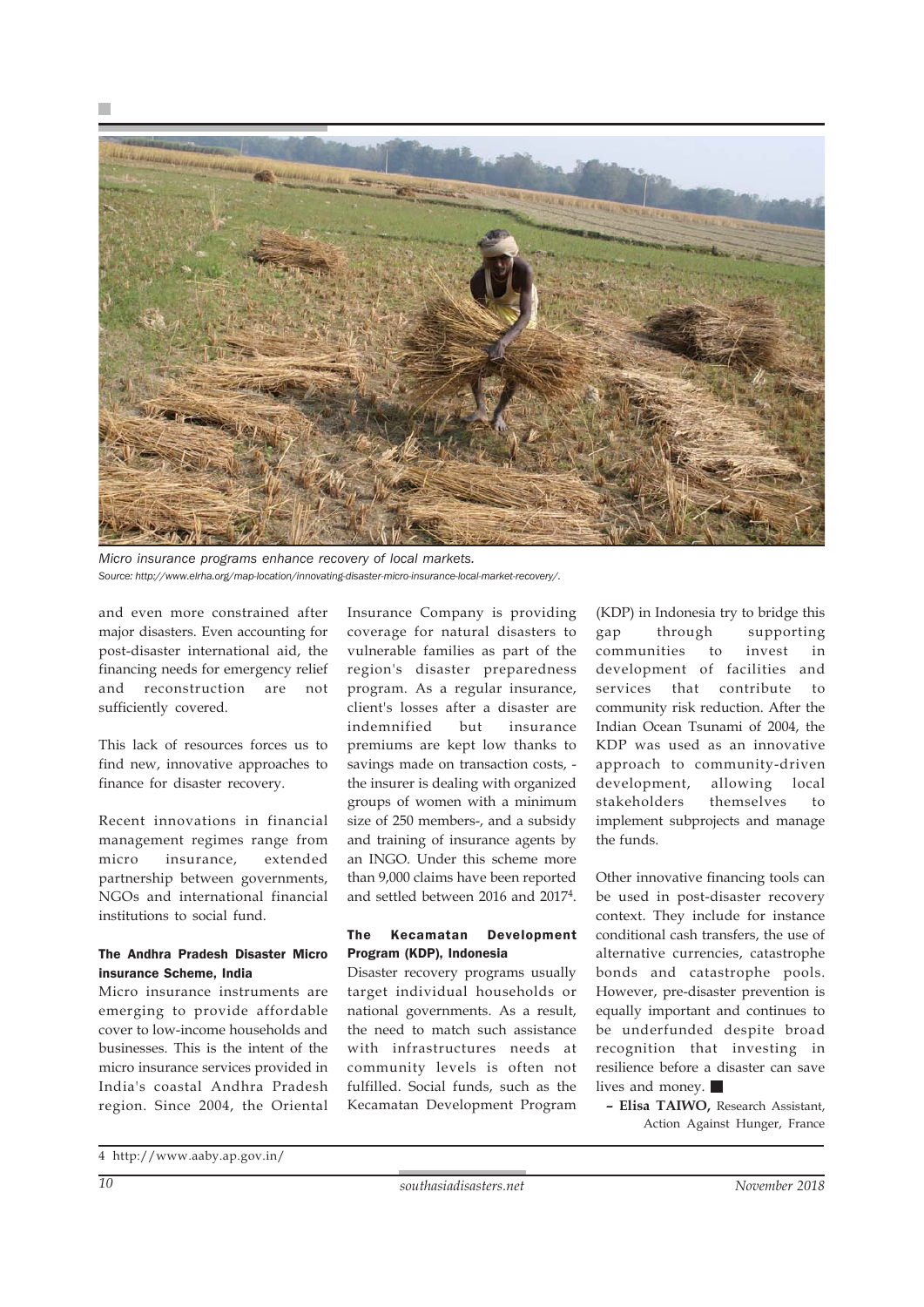*Micro insurance programs enhance recovery of local markets.*
Source: http://www.elrha.org/map-location/innovating-disaster-micro-insurance-local-market-recovery/.

and even more constrained after major disasters. Even accounting for post-disaster international aid, the financing needs for emergency relief and reconstruction are not sufficiently covered.

This lack of resources forces us to find new, innovative approaches to finance for disaster recovery.

Recent innovations in financial management regimes range from micro insurance, extended partnership between governments, NGOs and international financial institutions to social fund.

**The Andhra Pradesh Disaster Micro insurance Scheme, India**

Micro insurance instruments are emerging to provide affordable cover to low-income households and businesses. This is the intent of the micro insurance services provided in India's coastal Andhra Pradesh region. Since 2004, the Oriental Insurance Company is providing coverage for natural disasters to vulnerable families as part of the region's disaster preparedness program. As a regular insurance, client's losses after a disaster are indemnified but insurance premiums are kept low thanks to savings made on transaction costs, - the insurer is dealing with organized groups of women with a minimum size of 250 members-, and a subsidy and training of insurance agents by an INGO. Under this scheme more than 9,000 claims have been reported and settled between 2016 and 2017[4].

**The Kecamatan Development Program (KDP), Indonesia**

Disaster recovery programs usually target individual households or national governments. As a result, the need to match such assistance with infrastructures needs at community levels is often not fulfilled. Social funds, such as the Kecamatan Development Program (KDP) in Indonesia try to bridge this gap through supporting communities to invest in development of facilities and services that contribute to community risk reduction. After the Indian Ocean Tsunami of 2004, the KDP was used as an innovative approach to community-driven development, allowing local stakeholders themselves to implement subprojects and manage the funds.

Other innovative financing tools can be used in post-disaster recovery context. They include for instance conditional cash transfers, the use of alternative currencies, catastrophe bonds and catastrophe pools. However, pre-disaster prevention is equally important and continues to be underfunded despite broad recognition that investing in resilience before a disaster can save lives and money. ■

– **Elisa TAIWO,** Research Assistant, Action Against Hunger, France

4 http://www.aaby.ap.gov.in/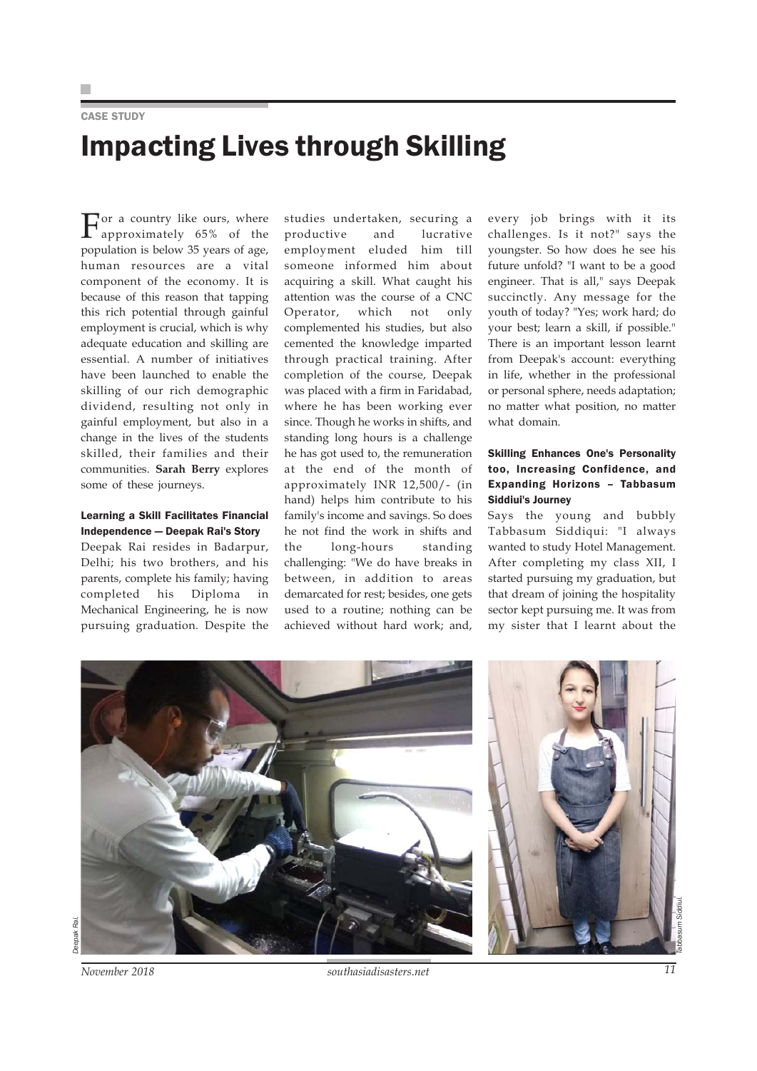CASE STUDY

# Impacting Lives through Skilling

For a country like ours, where approximately 65% of the population is below 35 years of age, human resources are a vital component of the economy. It is because of this reason that tapping this rich potential through gainful employment is crucial, which is why adequate education and skilling are essential. A number of initiatives have been launched to enable the skilling of our rich demographic dividend, resulting not only in gainful employment, but also in a change in the lives of the students skilled, their families and their communities. **Sarah Berry** explores some of these journeys.

### Learning a Skill Facilitates Financial Independence — Deepak Rai's Story

Deepak Rai resides in Badarpur, Delhi; his two brothers, and his parents, complete his family; having completed his Diploma in Mechanical Engineering, he is now pursuing graduation. Despite the studies undertaken, securing a productive and lucrative employment eluded him till someone informed him about acquiring a skill. What caught his attention was the course of a CNC Operator, which not only complemented his studies, but also cemented the knowledge imparted through practical training. After completion of the course, Deepak was placed with a firm in Faridabad, where he has been working ever since. Though he works in shifts, and standing long hours is a challenge he has got used to, the remuneration at the end of the month of approximately INR 12,500/- (in hand) helps him contribute to his family's income and savings. So does he not find the work in shifts and the long-hours standing challenging: "We do have breaks in between, in addition to areas demarcated for rest; besides, one gets used to a routine; nothing can be achieved without hard work; and, every job brings with it its challenges. Is it not?" says the youngster. So how does he see his future unfold? "I want to be a good engineer. That is all," says Deepak succinctly. Any message for the youth of today? "Yes; work hard; do your best; learn a skill, if possible." There is an important lesson learnt from Deepak's account: everything in life, whether in the professional or personal sphere, needs adaptation; no matter what position, no matter what domain.

### Skilling Enhances One's Personality too, Increasing Confidence, and Expanding Horizons – Tabbasum Siddiui's Journey

Says the young and bubbly Tabbasum Siddiqui: "I always wanted to study Hotel Management. After completing my class XII, I started pursuing my graduation, but that dream of joining the hospitality sector kept pursuing me. It was from my sister that I learnt about the

Deepak Rai.

Tabbasum Siddiui.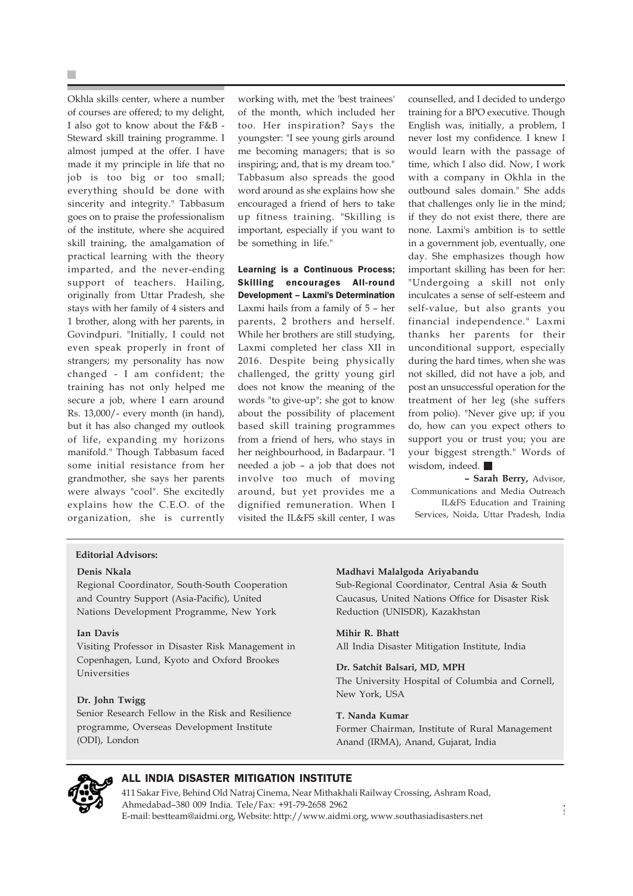Okhla skills center, where a number of courses are offered; to my delight, I also got to know about the F&B - Steward skill training programme. I almost jumped at the offer. I have made it my principle in life that no job is too big or too small; everything should be done with sincerity and integrity." Tabbasum goes on to praise the professionalism of the institute, where she acquired skill training, the amalgamation of practical learning with the theory imparted, and the never-ending support of teachers. Hailing, originally from Uttar Pradesh, she stays with her family of 4 sisters and 1 brother, along with her parents, in Govindpuri. "Initially, I could not even speak properly in front of strangers; my personality has now changed - I am confident; the training has not only helped me secure a job, where I earn around Rs. 13,000/- every month (in hand), but it has also changed my outlook of life, expanding my horizons manifold." Though Tabbasum faced some initial resistance from her grandmother, she says her parents were always "cool". She excitedly explains how the C.E.O. of the organization, she is currently working with, met the 'best trainees' of the month, which included her too. Her inspiration? Says the youngster: "I see young girls around me becoming managers; that is so inspiring; and, that is my dream too." Tabbasum also spreads the good word around as she explains how she encouraged a friend of hers to take up fitness training. "Skilling is important, especially if you want to be something in life."

**Learning is a Continuous Process; Skilling encourages All-round Development – Laxmi's Determination**

Laxmi hails from a family of 5 – her parents, 2 brothers and herself. While her brothers are still studying, Laxmi completed her class XII in 2016. Despite being physically challenged, the gritty young girl does not know the meaning of the words "to give-up"; she got to know about the possibility of placement based skill training programmes from a friend of hers, who stays in her neighbourhood, in Badarpaur. "I needed a job – a job that does not involve too much of moving around, but yet provides me a dignified remuneration. When I visited the IL&FS skill center, I was counselled, and I decided to undergo training for a BPO executive. Though English was, initially, a problem, I never lost my confidence. I knew I would learn with the passage of time, which I also did. Now, I work with a company in Okhla in the outbound sales domain." She adds that challenges only lie in the mind; if they do not exist there, there are none. Laxmi's ambition is to settle in a government job, eventually, one day. She emphasizes though how important skilling has been for her: "Undergoing a skill not only inculcates a sense of self-esteem and self-value, but also grants you financial independence." Laxmi thanks her parents for their unconditional support, especially during the hard times, when she was not skilled, did not have a job, and post an unsuccessful operation for the treatment of her leg (she suffers from polio). "Never give up; if you do, how can you expect others to support you or trust you; you are your biggest strength." Words of wisdom, indeed. ■

**– Sarah Berry,** Advisor, Communications and Media Outreach IL&FS Education and Training Services, Noida, Uttar Pradesh, India

---

**Editorial Advisors:**

**Denis Nkala**
Regional Coordinator, South-South Cooperation and Country Support (Asia-Pacific), United Nations Development Programme, New York

**Ian Davis**
Visiting Professor in Disaster Risk Management in Copenhagen, Lund, Kyoto and Oxford Brookes Universities

**Dr. John Twigg**
Senior Research Fellow in the Risk and Resilience programme, Overseas Development Institute (ODI), London

**Madhavi Malalgoda Ariyabandu**
Sub-Regional Coordinator, Central Asia & South Caucasus, United Nations Office for Disaster Risk Reduction (UNISDR), Kazakhstan

**Mihir R. Bhatt**
All India Disaster Mitigation Institute, India

**Dr. Satchit Balsari, MD, MPH**
The University Hospital of Columbia and Cornell, New York, USA

**T. Nanda Kumar**
Former Chairman, Institute of Rural Management Anand (IRMA), Anand, Gujarat, India

---

**ALL INDIA DISASTER MITIGATION INSTITUTE**

411 Sakar Five, Behind Old Natraj Cinema, Near Mithakhali Railway Crossing, Ashram Road, Ahmedabad–380 009 India. Tele/Fax: +91-79-2658 2962
E-mail: bestteam@aidmi.org, Website: http://www.aidmi.org, www.southasiadisasters.net